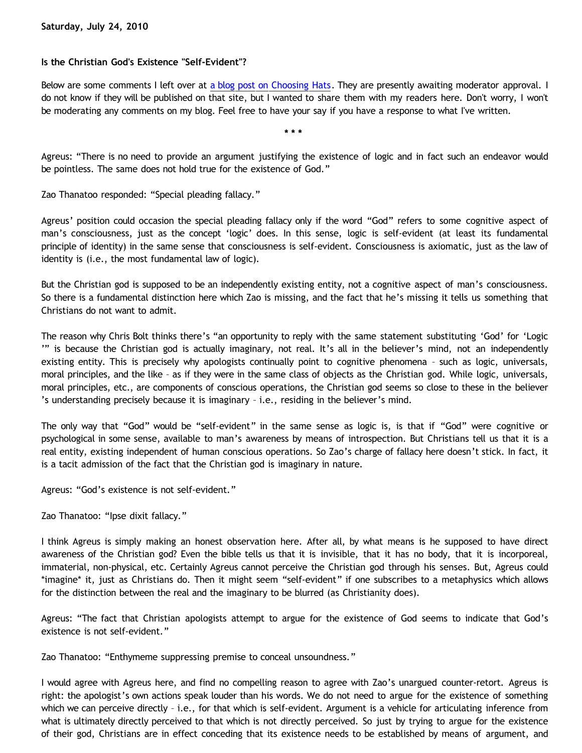**Saturday, July 24, 2010**

**Is the Christian God's Existence "Self-Evident"?**

Below are some comments I left over at a blog post on Choosing Hats. They are presently awaiting moderator approval. I do not know if they will be published on that site, but I wanted to share them with my readers here. Don't worry, I won't be moderating any comments on my blog. Feel free to have your say if you have a response to what I've written.

\* \* \*

Agreus: “There is no need to provide an argument justifying the existence of logic and in fact such an endeavor would be pointless. The same does not hold true for the existence of God.”

Zao Thanatoo responded: “Special pleading fallacy.”

Agreus’ position could occasion the special pleading fallacy only if the word “God” refers to some cognitive aspect of man’s consciousness, just as the concept ‘logic’ does. In this sense, logic is self-evident (at least its fundamental principle of identity) in the same sense that consciousness is self-evident. Consciousness is axiomatic, just as the law of identity is (i.e., the most fundamental law of logic).

But the Christian god is supposed to be an independently existing entity, not a cognitive aspect of man’s consciousness. So there is a fundamental distinction here which Zao is missing, and the fact that he’s missing it tells us something that Christians do not want to admit.

The reason why Chris Bolt thinks there’s “an opportunity to reply with the same statement substituting ‘God’ for ‘Logic’” is because the Christian god is actually imaginary, not real. It’s all in the believer’s mind, not an independently existing entity. This is precisely why apologists continually point to cognitive phenomena – such as logic, universals, moral principles, and the like – as if they were in the same class of objects as the Christian god. While logic, universals, moral principles, etc., are components of conscious operations, the Christian god seems so close to these in the believer’s understanding precisely because it is imaginary – i.e., residing in the believer’s mind.

The only way that “God” would be “self-evident” in the same sense as logic is, is that if “God” were cognitive or psychological in some sense, available to man’s awareness by means of introspection. But Christians tell us that it is a real entity, existing independent of human conscious operations. So Zao’s charge of fallacy here doesn’t stick. In fact, it is a tacit admission of the fact that the Christian god is imaginary in nature.

Agreus: “God’s existence is not self-evident.”

Zao Thanatoo: “Ipse dixit fallacy.”

I think Agreus is simply making an honest observation here. After all, by what means is he supposed to have direct awareness of the Christian god? Even the bible tells us that it is invisible, that it has no body, that it is incorporeal, immaterial, non-physical, etc. Certainly Agreus cannot perceive the Christian god through his senses. But, Agreus could *imagine* it, just as Christians do. Then it might seem “self-evident” if one subscribes to a metaphysics which allows for the distinction between the real and the imaginary to be blurred (as Christianity does).

Agreus: “The fact that Christian apologists attempt to argue for the existence of God seems to indicate that God’s existence is not self-evident.”

Zao Thanatoo: “Enthymeme suppressing premise to conceal unsoundness.”

I would agree with Agreus here, and find no compelling reason to agree with Zao’s unargued counter-retort. Agreus is right: the apologist’s own actions speak louder than his words. We do not need to argue for the existence of something which we can perceive directly – i.e., for that which is self-evident. Argument is a vehicle for articulating inference from what is ultimately directly perceived to that which is not directly perceived. So just by trying to argue for the existence of their god, Christians are in effect conceding that its existence needs to be established by means of argument, and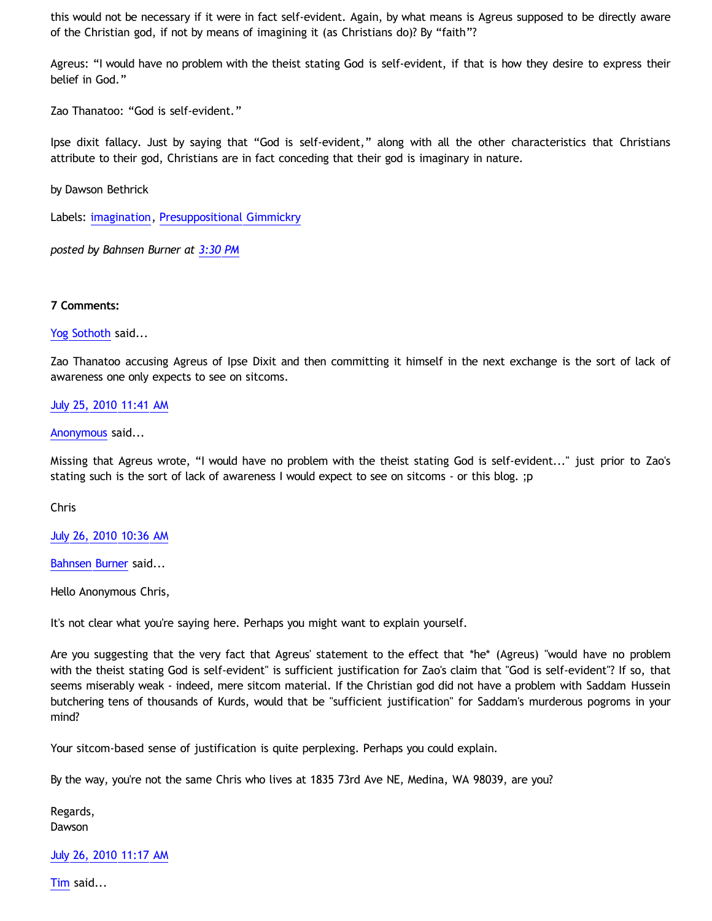this would not be necessary if it were in fact self-evident. Again, by what means is Agreus supposed to be directly aware of the Christian god, if not by means of imagining it (as Christians do)? By "faith"?

Agreus: "I would have no problem with the theist stating God is self-evident, if that is how they desire to express their belief in God."

Zao Thanatoo: "God is self-evident."

Ipse dixit fallacy. Just by saying that "God is self-evident," along with all the other characteristics that Christians attribute to their god, Christians are in fact conceding that their god is imaginary in nature.

by Dawson Bethrick

Labels: imagination, Presuppositional Gimmickry

*posted by Bahnsen Burner at 3:30 PM*

**7 Comments:**

Yog Sothoth said...

Zao Thanatoo accusing Agreus of Ipse Dixit and then committing it himself in the next exchange is the sort of lack of awareness one only expects to see on sitcoms.

July 25, 2010 11:41 AM

Anonymous said...

Missing that Agreus wrote, "I would have no problem with the theist stating God is self-evident..." just prior to Zao's stating such is the sort of lack of awareness I would expect to see on sitcoms - or this blog. ;p

Chris

July 26, 2010 10:36 AM

Bahnsen Burner said...

Hello Anonymous Chris,

It's not clear what you're saying here. Perhaps you might want to explain yourself.

Are you suggesting that the very fact that Agreus' statement to the effect that *he* (Agreus) "would have no problem with the theist stating God is self-evident" is sufficient justification for Zao's claim that "God is self-evident"? If so, that seems miserably weak - indeed, mere sitcom material. If the Christian god did not have a problem with Saddam Hussein butchering tens of thousands of Kurds, would that be "sufficient justification" for Saddam's murderous pogroms in your mind?

Your sitcom-based sense of justification is quite perplexing. Perhaps you could explain.

By the way, you're not the same Chris who lives at 1835 73rd Ave NE, Medina, WA 98039, are you?

Regards,
Dawson

July 26, 2010 11:17 AM

Tim said...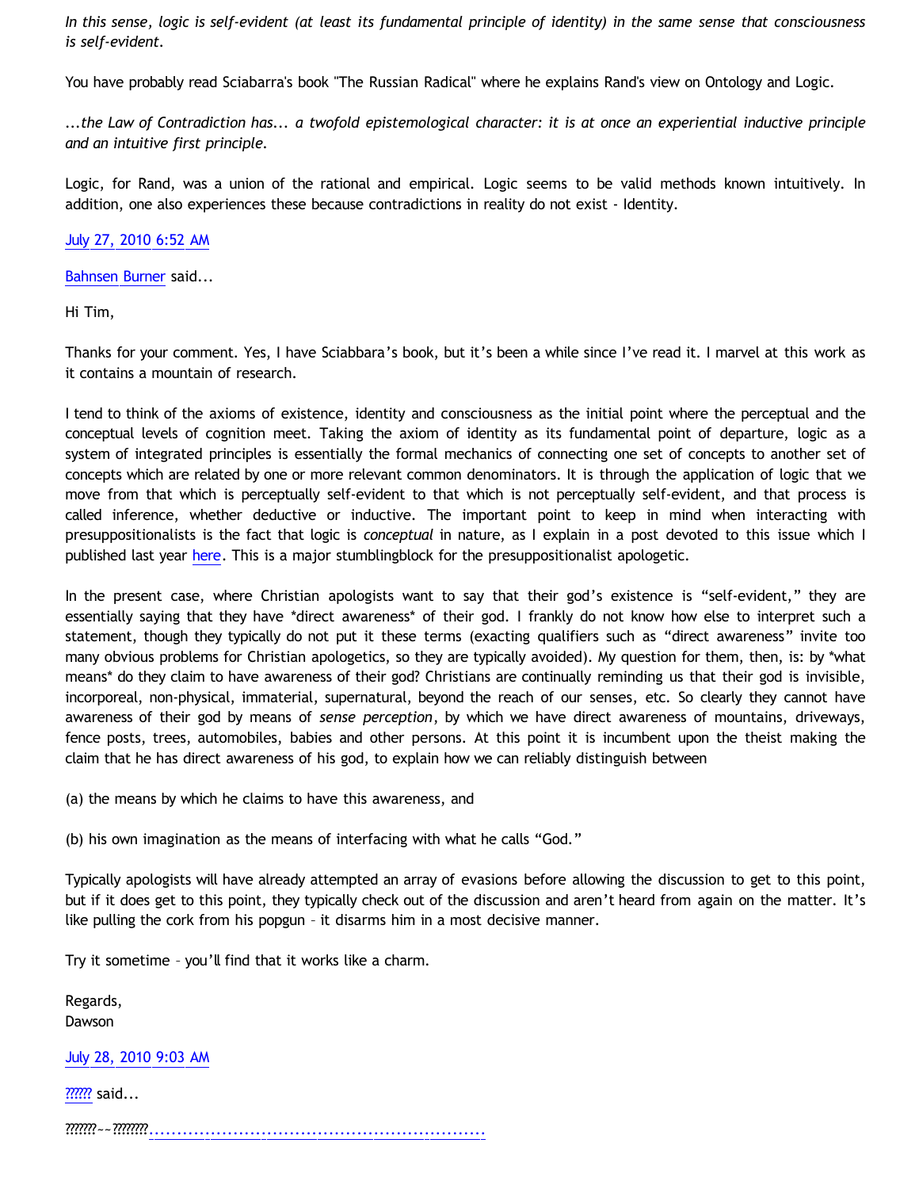*In this sense, logic is self-evident (at least its fundamental principle of identity) in the same sense that consciousness is self-evident.*

You have probably read Sciabarra's book "The Russian Radical" where he explains Rand's view on Ontology and Logic.

*...the Law of Contradiction has... a twofold epistemological character: it is at once an experiential inductive principle and an intuitive first principle.*

Logic, for Rand, was a union of the rational and empirical. Logic seems to be valid methods known intuitively. In addition, one also experiences these because contradictions in reality do not exist - Identity.

July 27, 2010 6:52 AM

Bahnsen Burner said...

Hi Tim,

Thanks for your comment. Yes, I have Sciabbara's book, but it's been a while since I've read it. I marvel at this work as it contains a mountain of research.

I tend to think of the axioms of existence, identity and consciousness as the initial point where the perceptual and the conceptual levels of cognition meet. Taking the axiom of identity as its fundamental point of departure, logic as a system of integrated principles is essentially the formal mechanics of connecting one set of concepts to another set of concepts which are related by one or more relevant common denominators. It is through the application of logic that we move from that which is perceptually self-evident to that which is not perceptually self-evident, and that process is called inference, whether deductive or inductive. The important point to keep in mind when interacting with presuppositionalists is the fact that logic is *conceptual* in nature, as I explain in a post devoted to this issue which I published last year here. This is a major stumblingblock for the presuppositionalist apologetic.

In the present case, where Christian apologists want to say that their god's existence is "self-evident," they are essentially saying that they have *direct awareness* of their god. I frankly do not know how else to interpret such a statement, though they typically do not put it these terms (exacting qualifiers such as "direct awareness" invite too many obvious problems for Christian apologetics, so they are typically avoided). My question for them, then, is: by *what means* do they claim to have awareness of their god? Christians are continually reminding us that their god is invisible, incorporeal, non-physical, immaterial, supernatural, beyond the reach of our senses, etc. So clearly they cannot have awareness of their god by means of *sense perception*, by which we have direct awareness of mountains, driveways, fence posts, trees, automobiles, babies and other persons. At this point it is incumbent upon the theist making the claim that he has direct awareness of his god, to explain how we can reliably distinguish between

(a) the means by which he claims to have this awareness, and

(b) his own imagination as the means of interfacing with what he calls "God."

Typically apologists will have already attempted an array of evasions before allowing the discussion to get to this point, but if it does get to this point, they typically check out of the discussion and aren't heard from again on the matter. It's like pulling the cork from his popgun – it disarms him in a most decisive manner.

Try it sometime – you'll find that it works like a charm.

Regards,
Dawson

July 28, 2010 9:03 AM

?????? said...

???????~~????????..........................................................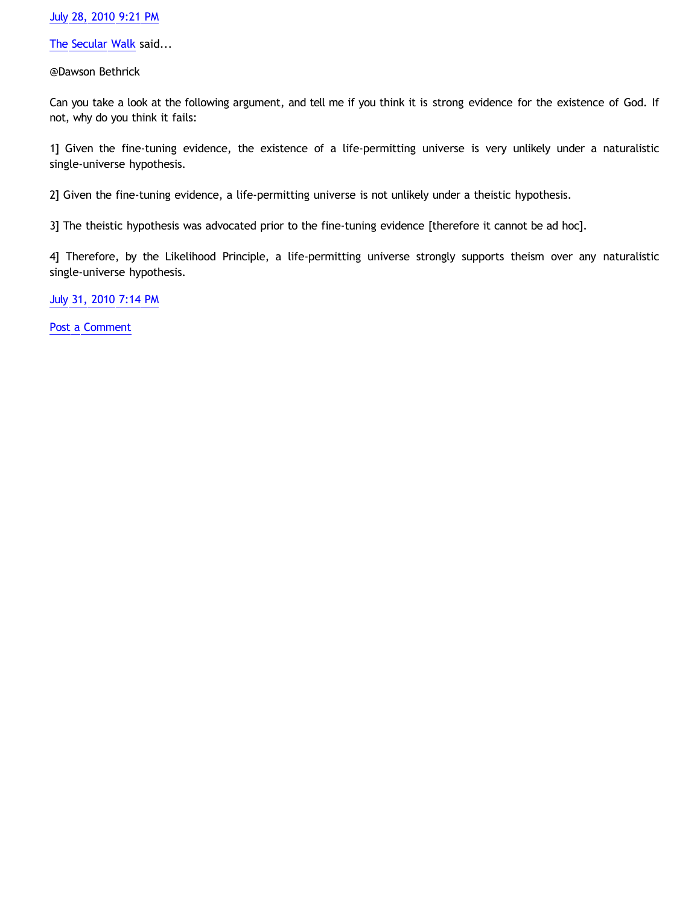July 28, 2010 9:21 PM

The Secular Walk said...

@Dawson Bethrick

Can you take a look at the following argument, and tell me if you think it is strong evidence for the existence of God. If not, why do you think it fails:

1] Given the fine-tuning evidence, the existence of a life-permitting universe is very unlikely under a naturalistic single-universe hypothesis.

2] Given the fine-tuning evidence, a life-permitting universe is not unlikely under a theistic hypothesis.

3] The theistic hypothesis was advocated prior to the fine-tuning evidence [therefore it cannot be ad hoc].

4] Therefore, by the Likelihood Principle, a life-permitting universe strongly supports theism over any naturalistic single-universe hypothesis.

July 31, 2010 7:14 PM

Post a Comment